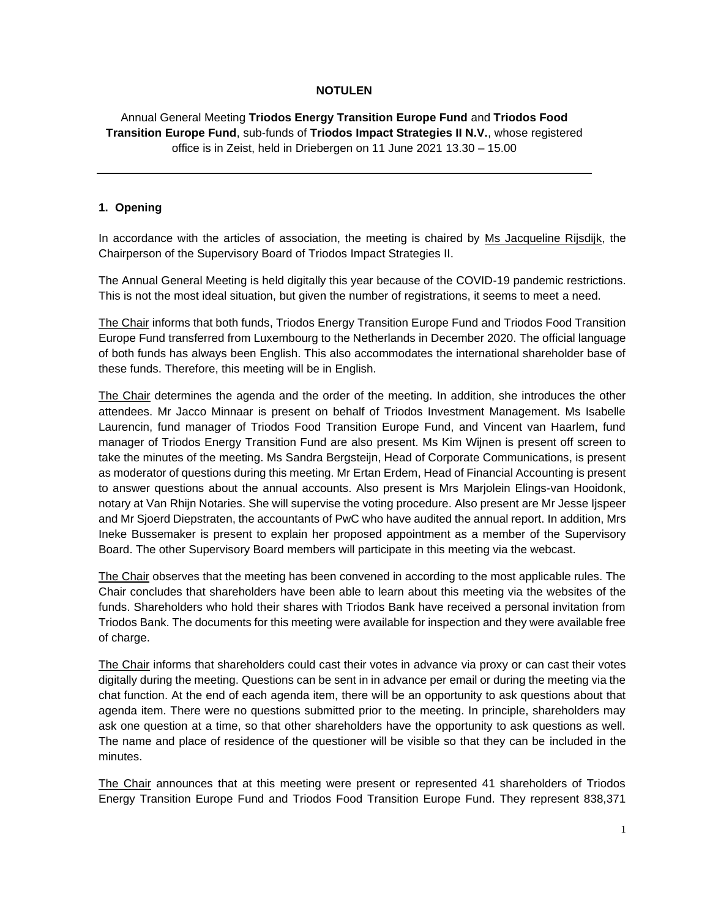**NOTULEN**

Annual General Meeting **Triodos Energy Transition Europe Fund** and **Triodos Food Transition Europe Fund**, sub-funds of **Triodos Impact Strategies II N.V.**, whose registered office is in Zeist, held in Driebergen on 11 June 2021 13.30 – 15.00

---

## 1. Opening

In accordance with the articles of association, the meeting is chaired by Ms Jacqueline Rijsdijk, the Chairperson of the Supervisory Board of Triodos Impact Strategies II.

The Annual General Meeting is held digitally this year because of the COVID-19 pandemic restrictions. This is not the most ideal situation, but given the number of registrations, it seems to meet a need.

The Chair informs that both funds, Triodos Energy Transition Europe Fund and Triodos Food Transition Europe Fund transferred from Luxembourg to the Netherlands in December 2020. The official language of both funds has always been English. This also accommodates the international shareholder base of these funds. Therefore, this meeting will be in English.

The Chair determines the agenda and the order of the meeting. In addition, she introduces the other attendees. Mr Jacco Minnaar is present on behalf of Triodos Investment Management. Ms Isabelle Laurencin, fund manager of Triodos Food Transition Europe Fund, and Vincent van Haarlem, fund manager of Triodos Energy Transition Fund are also present. Ms Kim Wijnen is present off screen to take the minutes of the meeting. Ms Sandra Bergsteijn, Head of Corporate Communications, is present as moderator of questions during this meeting. Mr Ertan Erdem, Head of Financial Accounting is present to answer questions about the annual accounts. Also present is Mrs Marjolein Elings-van Hooidonk, notary at Van Rhijn Notaries. She will supervise the voting procedure. Also present are Mr Jesse Ijspeer and Mr Sjoerd Diepstraten, the accountants of PwC who have audited the annual report. In addition, Mrs Ineke Bussemaker is present to explain her proposed appointment as a member of the Supervisory Board. The other Supervisory Board members will participate in this meeting via the webcast.

The Chair observes that the meeting has been convened in according to the most applicable rules. The Chair concludes that shareholders have been able to learn about this meeting via the websites of the funds. Shareholders who hold their shares with Triodos Bank have received a personal invitation from Triodos Bank. The documents for this meeting were available for inspection and they were available free of charge.

The Chair informs that shareholders could cast their votes in advance via proxy or can cast their votes digitally during the meeting. Questions can be sent in in advance per email or during the meeting via the chat function. At the end of each agenda item, there will be an opportunity to ask questions about that agenda item. There were no questions submitted prior to the meeting. In principle, shareholders may ask one question at a time, so that other shareholders have the opportunity to ask questions as well. The name and place of residence of the questioner will be visible so that they can be included in the minutes.

The Chair announces that at this meeting were present or represented 41 shareholders of Triodos Energy Transition Europe Fund and Triodos Food Transition Europe Fund. They represent 838,371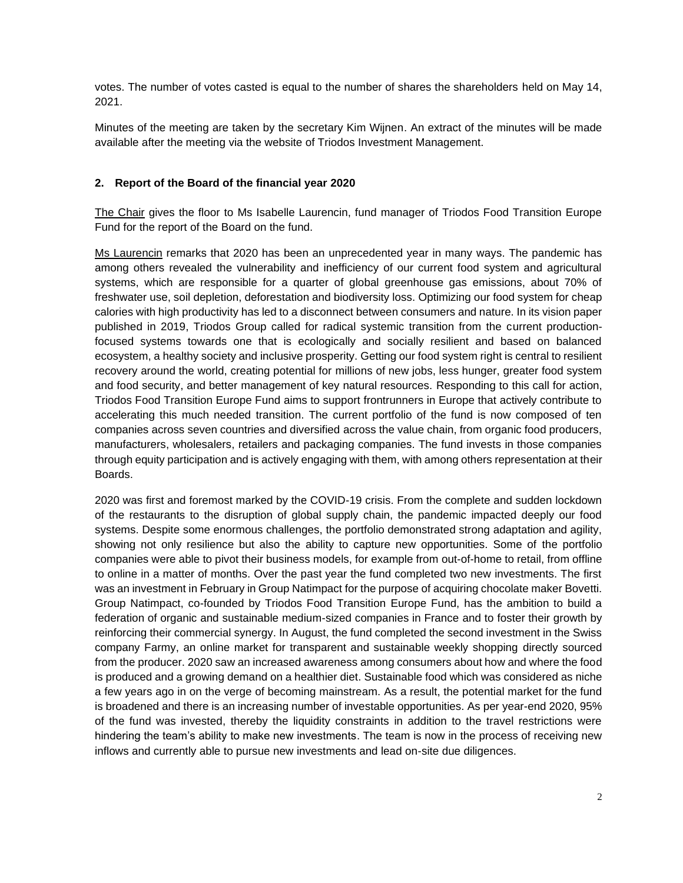votes. The number of votes casted is equal to the number of shares the shareholders held on May 14, 2021.

Minutes of the meeting are taken by the secretary Kim Wijnen. An extract of the minutes will be made available after the meeting via the website of Triodos Investment Management.

## 2. Report of the Board of the financial year 2020

The Chair gives the floor to Ms Isabelle Laurencin, fund manager of Triodos Food Transition Europe Fund for the report of the Board on the fund.

Ms Laurencin remarks that 2020 has been an unprecedented year in many ways. The pandemic has among others revealed the vulnerability and inefficiency of our current food system and agricultural systems, which are responsible for a quarter of global greenhouse gas emissions, about 70% of freshwater use, soil depletion, deforestation and biodiversity loss. Optimizing our food system for cheap calories with high productivity has led to a disconnect between consumers and nature. In its vision paper published in 2019, Triodos Group called for radical systemic transition from the current production-focused systems towards one that is ecologically and socially resilient and based on balanced ecosystem, a healthy society and inclusive prosperity. Getting our food system right is central to resilient recovery around the world, creating potential for millions of new jobs, less hunger, greater food system and food security, and better management of key natural resources. Responding to this call for action, Triodos Food Transition Europe Fund aims to support frontrunners in Europe that actively contribute to accelerating this much needed transition. The current portfolio of the fund is now composed of ten companies across seven countries and diversified across the value chain, from organic food producers, manufacturers, wholesalers, retailers and packaging companies. The fund invests in those companies through equity participation and is actively engaging with them, with among others representation at their Boards.

2020 was first and foremost marked by the COVID-19 crisis. From the complete and sudden lockdown of the restaurants to the disruption of global supply chain, the pandemic impacted deeply our food systems. Despite some enormous challenges, the portfolio demonstrated strong adaptation and agility, showing not only resilience but also the ability to capture new opportunities. Some of the portfolio companies were able to pivot their business models, for example from out-of-home to retail, from offline to online in a matter of months. Over the past year the fund completed two new investments. The first was an investment in February in Group Natimpact for the purpose of acquiring chocolate maker Bovetti. Group Natimpact, co-founded by Triodos Food Transition Europe Fund, has the ambition to build a federation of organic and sustainable medium-sized companies in France and to foster their growth by reinforcing their commercial synergy. In August, the fund completed the second investment in the Swiss company Farmy, an online market for transparent and sustainable weekly shopping directly sourced from the producer. 2020 saw an increased awareness among consumers about how and where the food is produced and a growing demand on a healthier diet. Sustainable food which was considered as niche a few years ago in on the verge of becoming mainstream. As a result, the potential market for the fund is broadened and there is an increasing number of investable opportunities. As per year-end 2020, 95% of the fund was invested, thereby the liquidity constraints in addition to the travel restrictions were hindering the team's ability to make new investments. The team is now in the process of receiving new inflows and currently able to pursue new investments and lead on-site due diligences.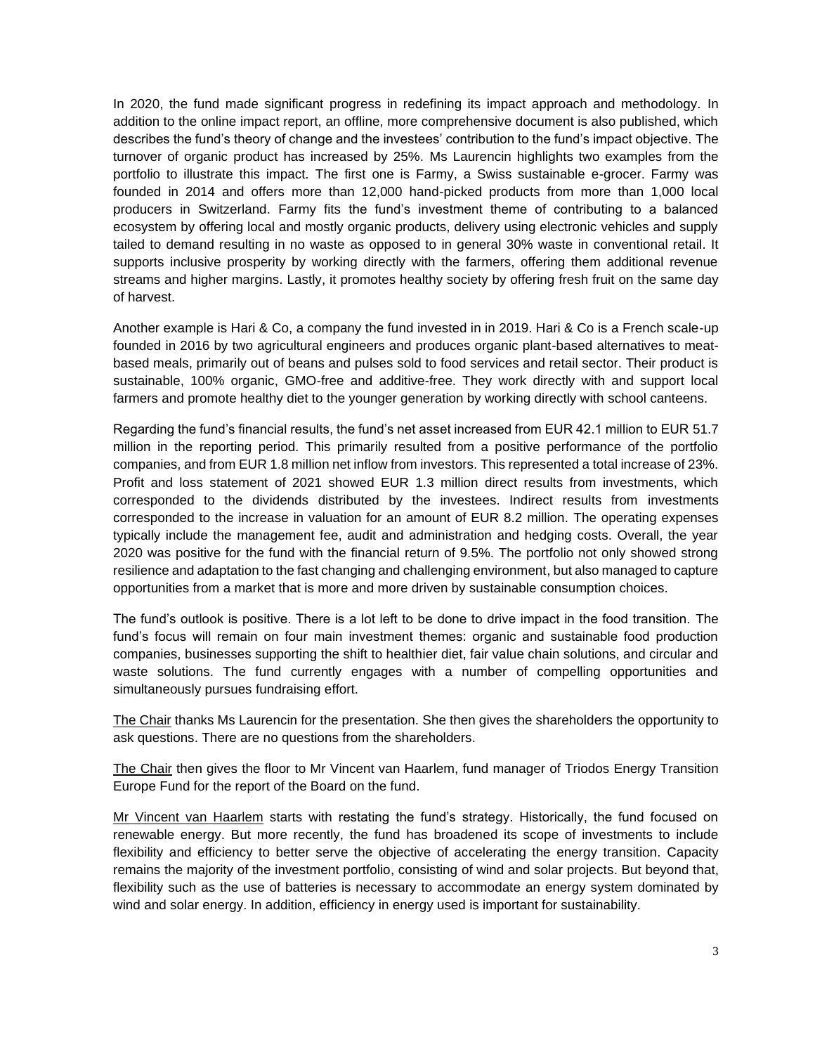In 2020, the fund made significant progress in redefining its impact approach and methodology. In addition to the online impact report, an offline, more comprehensive document is also published, which describes the fund's theory of change and the investees' contribution to the fund's impact objective. The turnover of organic product has increased by 25%. Ms Laurencin highlights two examples from the portfolio to illustrate this impact. The first one is Farmy, a Swiss sustainable e-grocer. Farmy was founded in 2014 and offers more than 12,000 hand-picked products from more than 1,000 local producers in Switzerland. Farmy fits the fund's investment theme of contributing to a balanced ecosystem by offering local and mostly organic products, delivery using electronic vehicles and supply tailed to demand resulting in no waste as opposed to in general 30% waste in conventional retail. It supports inclusive prosperity by working directly with the farmers, offering them additional revenue streams and higher margins. Lastly, it promotes healthy society by offering fresh fruit on the same day of harvest.

Another example is Hari & Co, a company the fund invested in in 2019. Hari & Co is a French scale-up founded in 2016 by two agricultural engineers and produces organic plant-based alternatives to meat-based meals, primarily out of beans and pulses sold to food services and retail sector. Their product is sustainable, 100% organic, GMO-free and additive-free. They work directly with and support local farmers and promote healthy diet to the younger generation by working directly with school canteens.

Regarding the fund's financial results, the fund's net asset increased from EUR 42.1 million to EUR 51.7 million in the reporting period. This primarily resulted from a positive performance of the portfolio companies, and from EUR 1.8 million net inflow from investors. This represented a total increase of 23%. Profit and loss statement of 2021 showed EUR 1.3 million direct results from investments, which corresponded to the dividends distributed by the investees. Indirect results from investments corresponded to the increase in valuation for an amount of EUR 8.2 million. The operating expenses typically include the management fee, audit and administration and hedging costs. Overall, the year 2020 was positive for the fund with the financial return of 9.5%. The portfolio not only showed strong resilience and adaptation to the fast changing and challenging environment, but also managed to capture opportunities from a market that is more and more driven by sustainable consumption choices.

The fund's outlook is positive. There is a lot left to be done to drive impact in the food transition. The fund's focus will remain on four main investment themes: organic and sustainable food production companies, businesses supporting the shift to healthier diet, fair value chain solutions, and circular and waste solutions. The fund currently engages with a number of compelling opportunities and simultaneously pursues fundraising effort.

The Chair thanks Ms Laurencin for the presentation. She then gives the shareholders the opportunity to ask questions. There are no questions from the shareholders.

The Chair then gives the floor to Mr Vincent van Haarlem, fund manager of Triodos Energy Transition Europe Fund for the report of the Board on the fund.

Mr Vincent van Haarlem starts with restating the fund's strategy. Historically, the fund focused on renewable energy. But more recently, the fund has broadened its scope of investments to include flexibility and efficiency to better serve the objective of accelerating the energy transition. Capacity remains the majority of the investment portfolio, consisting of wind and solar projects. But beyond that, flexibility such as the use of batteries is necessary to accommodate an energy system dominated by wind and solar energy. In addition, efficiency in energy used is important for sustainability.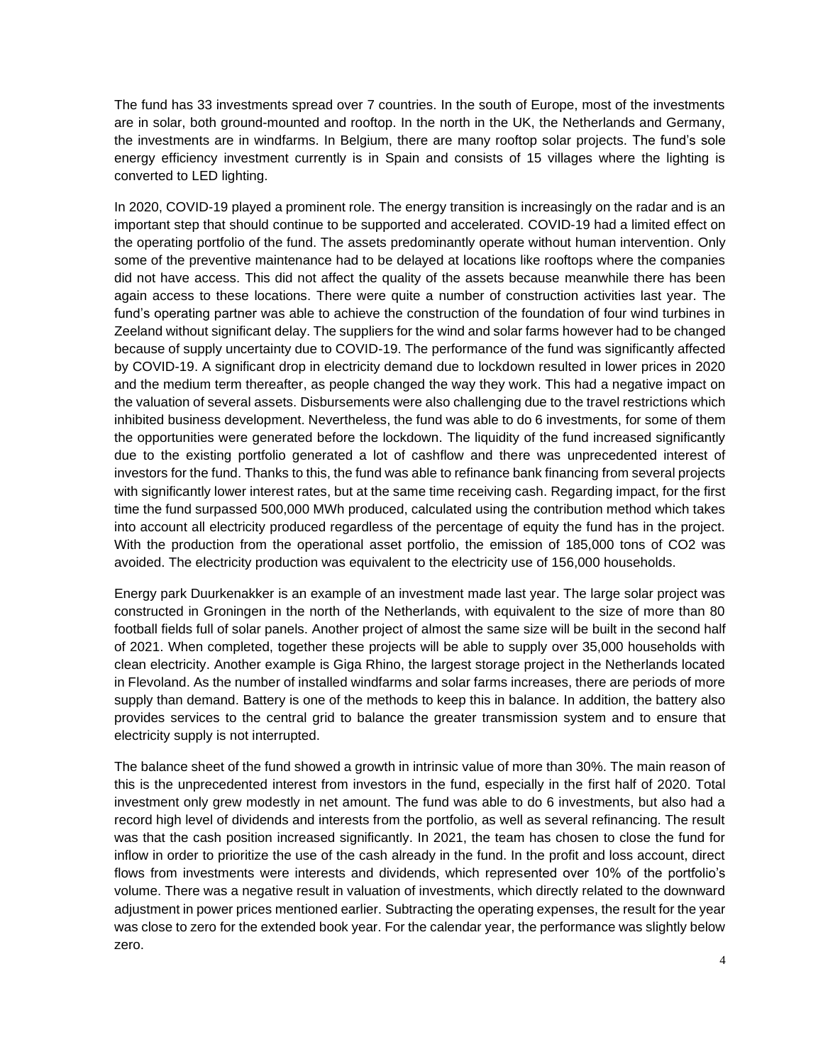The fund has 33 investments spread over 7 countries. In the south of Europe, most of the investments are in solar, both ground-mounted and rooftop. In the north in the UK, the Netherlands and Germany, the investments are in windfarms. In Belgium, there are many rooftop solar projects. The fund's sole energy efficiency investment currently is in Spain and consists of 15 villages where the lighting is converted to LED lighting.

In 2020, COVID-19 played a prominent role. The energy transition is increasingly on the radar and is an important step that should continue to be supported and accelerated. COVID-19 had a limited effect on the operating portfolio of the fund. The assets predominantly operate without human intervention. Only some of the preventive maintenance had to be delayed at locations like rooftops where the companies did not have access. This did not affect the quality of the assets because meanwhile there has been again access to these locations. There were quite a number of construction activities last year. The fund's operating partner was able to achieve the construction of the foundation of four wind turbines in Zeeland without significant delay. The suppliers for the wind and solar farms however had to be changed because of supply uncertainty due to COVID-19. The performance of the fund was significantly affected by COVID-19. A significant drop in electricity demand due to lockdown resulted in lower prices in 2020 and the medium term thereafter, as people changed the way they work. This had a negative impact on the valuation of several assets. Disbursements were also challenging due to the travel restrictions which inhibited business development. Nevertheless, the fund was able to do 6 investments, for some of them the opportunities were generated before the lockdown. The liquidity of the fund increased significantly due to the existing portfolio generated a lot of cashflow and there was unprecedented interest of investors for the fund. Thanks to this, the fund was able to refinance bank financing from several projects with significantly lower interest rates, but at the same time receiving cash. Regarding impact, for the first time the fund surpassed 500,000 MWh produced, calculated using the contribution method which takes into account all electricity produced regardless of the percentage of equity the fund has in the project. With the production from the operational asset portfolio, the emission of 185,000 tons of $CO_2$ was avoided. The electricity production was equivalent to the electricity use of 156,000 households.

Energy park Duurkenakker is an example of an investment made last year. The large solar project was constructed in Groningen in the north of the Netherlands, with equivalent to the size of more than 80 football fields full of solar panels. Another project of almost the same size will be built in the second half of 2021. When completed, together these projects will be able to supply over 35,000 households with clean electricity. Another example is Giga Rhino, the largest storage project in the Netherlands located in Flevoland. As the number of installed windfarms and solar farms increases, there are periods of more supply than demand. Battery is one of the methods to keep this in balance. In addition, the battery also provides services to the central grid to balance the greater transmission system and to ensure that electricity supply is not interrupted.

The balance sheet of the fund showed a growth in intrinsic value of more than 30%. The main reason of this is the unprecedented interest from investors in the fund, especially in the first half of 2020. Total investment only grew modestly in net amount. The fund was able to do 6 investments, but also had a record high level of dividends and interests from the portfolio, as well as several refinancing. The result was that the cash position increased significantly. In 2021, the team has chosen to close the fund for inflow in order to prioritize the use of the cash already in the fund. In the profit and loss account, direct flows from investments were interests and dividends, which represented over 10% of the portfolio's volume. There was a negative result in valuation of investments, which directly related to the downward adjustment in power prices mentioned earlier. Subtracting the operating expenses, the result for the year was close to zero for the extended book year. For the calendar year, the performance was slightly below zero.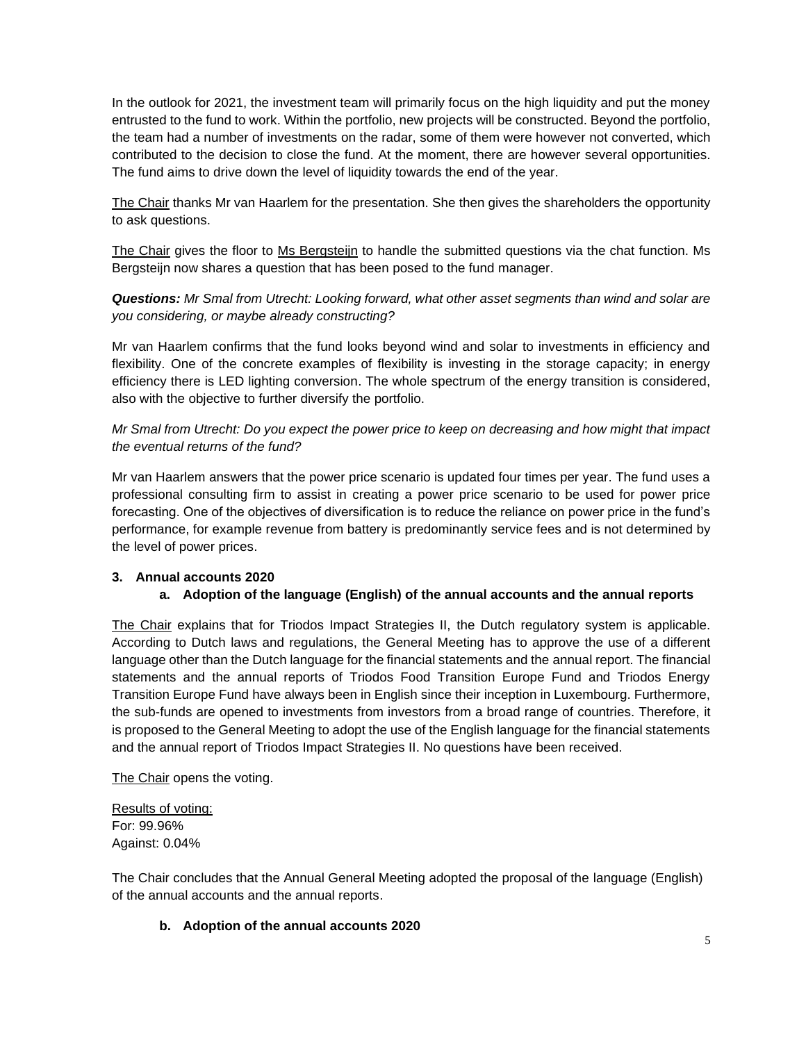In the outlook for 2021, the investment team will primarily focus on the high liquidity and put the money entrusted to the fund to work. Within the portfolio, new projects will be constructed. Beyond the portfolio, the team had a number of investments on the radar, some of them were however not converted, which contributed to the decision to close the fund. At the moment, there are however several opportunities. The fund aims to drive down the level of liquidity towards the end of the year.

The Chair thanks Mr van Haarlem for the presentation. She then gives the shareholders the opportunity to ask questions.

The Chair gives the floor to Ms Bergsteijn to handle the submitted questions via the chat function. Ms Bergsteijn now shares a question that has been posed to the fund manager.

***Questions:*** *Mr Smal from Utrecht: Looking forward, what other asset segments than wind and solar are you considering, or maybe already constructing?*

Mr van Haarlem confirms that the fund looks beyond wind and solar to investments in efficiency and flexibility. One of the concrete examples of flexibility is investing in the storage capacity; in energy efficiency there is LED lighting conversion. The whole spectrum of the energy transition is considered, also with the objective to further diversify the portfolio.

*Mr Smal from Utrecht: Do you expect the power price to keep on decreasing and how might that impact the eventual returns of the fund?*

Mr van Haarlem answers that the power price scenario is updated four times per year. The fund uses a professional consulting firm to assist in creating a power price scenario to be used for power price forecasting. One of the objectives of diversification is to reduce the reliance on power price in the fund's performance, for example revenue from battery is predominantly service fees and is not determined by the level of power prices.

**3. Annual accounts 2020**

**a. Adoption of the language (English) of the annual accounts and the annual reports**

The Chair explains that for Triodos Impact Strategies II, the Dutch regulatory system is applicable. According to Dutch laws and regulations, the General Meeting has to approve the use of a different language other than the Dutch language for the financial statements and the annual report. The financial statements and the annual reports of Triodos Food Transition Europe Fund and Triodos Energy Transition Europe Fund have always been in English since their inception in Luxembourg. Furthermore, the sub-funds are opened to investments from investors from a broad range of countries. Therefore, it is proposed to the General Meeting to adopt the use of the English language for the financial statements and the annual report of Triodos Impact Strategies II. No questions have been received.

The Chair opens the voting.

Results of voting:
For: 99.96%
Against: 0.04%

The Chair concludes that the Annual General Meeting adopted the proposal of the language (English) of the annual accounts and the annual reports.

**b. Adoption of the annual accounts 2020**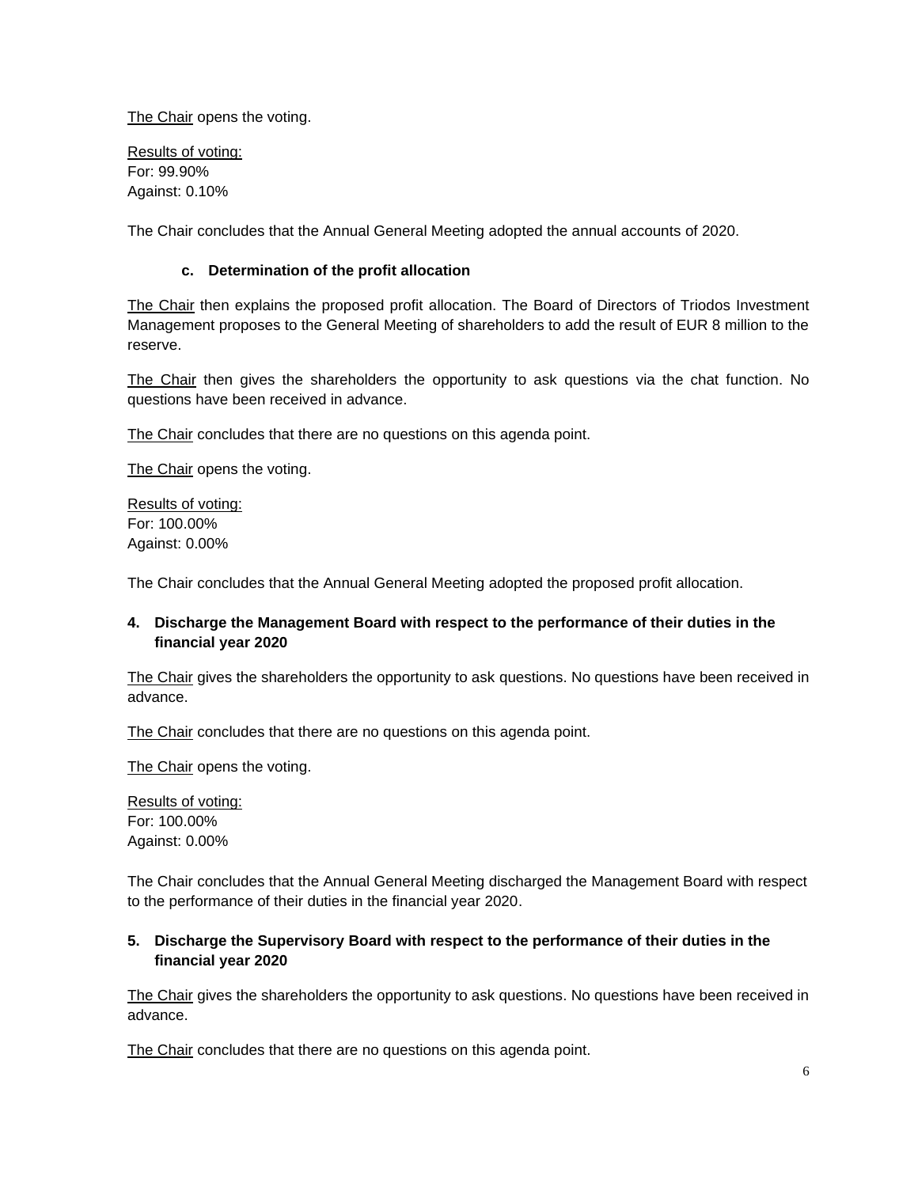The Chair opens the voting.

Results of voting:
For: 99.90%
Against: 0.10%

The Chair concludes that the Annual General Meeting adopted the annual accounts of 2020.

**c. Determination of the profit allocation**

The Chair then explains the proposed profit allocation. The Board of Directors of Triodos Investment Management proposes to the General Meeting of shareholders to add the result of EUR 8 million to the reserve.

The Chair then gives the shareholders the opportunity to ask questions via the chat function. No questions have been received in advance.

The Chair concludes that there are no questions on this agenda point.

The Chair opens the voting.

Results of voting:
For: 100.00%
Against: 0.00%

The Chair concludes that the Annual General Meeting adopted the proposed profit allocation.

**4. Discharge the Management Board with respect to the performance of their duties in the financial year 2020**

The Chair gives the shareholders the opportunity to ask questions. No questions have been received in advance.

The Chair concludes that there are no questions on this agenda point.

The Chair opens the voting.

Results of voting:
For: 100.00%
Against: 0.00%

The Chair concludes that the Annual General Meeting discharged the Management Board with respect to the performance of their duties in the financial year 2020.

**5. Discharge the Supervisory Board with respect to the performance of their duties in the financial year 2020**

The Chair gives the shareholders the opportunity to ask questions. No questions have been received in advance.

The Chair concludes that there are no questions on this agenda point.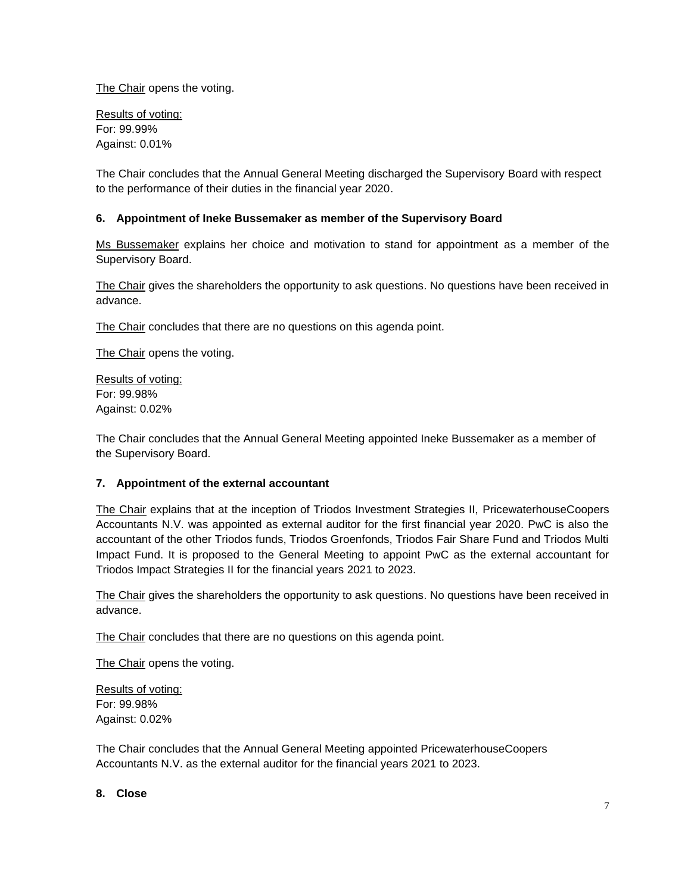The Chair opens the voting.

Results of voting:
For: 99.99%
Against: 0.01%

The Chair concludes that the Annual General Meeting discharged the Supervisory Board with respect to the performance of their duties in the financial year 2020.

## 6. Appointment of Ineke Bussemaker as member of the Supervisory Board

Ms Bussemaker explains her choice and motivation to stand for appointment as a member of the Supervisory Board.

The Chair gives the shareholders the opportunity to ask questions. No questions have been received in advance.

The Chair concludes that there are no questions on this agenda point.

The Chair opens the voting.

Results of voting:
For: 99.98%
Against: 0.02%

The Chair concludes that the Annual General Meeting appointed Ineke Bussemaker as a member of the Supervisory Board.

## 7. Appointment of the external accountant

The Chair explains that at the inception of Triodos Investment Strategies II, PricewaterhouseCoopers Accountants N.V. was appointed as external auditor for the first financial year 2020. PwC is also the accountant of the other Triodos funds, Triodos Groenfonds, Triodos Fair Share Fund and Triodos Multi Impact Fund. It is proposed to the General Meeting to appoint PwC as the external accountant for Triodos Impact Strategies II for the financial years 2021 to 2023.

The Chair gives the shareholders the opportunity to ask questions. No questions have been received in advance.

The Chair concludes that there are no questions on this agenda point.

The Chair opens the voting.

Results of voting:
For: 99.98%
Against: 0.02%

The Chair concludes that the Annual General Meeting appointed PricewaterhouseCoopers Accountants N.V. as the external auditor for the financial years 2021 to 2023.

## 8. Close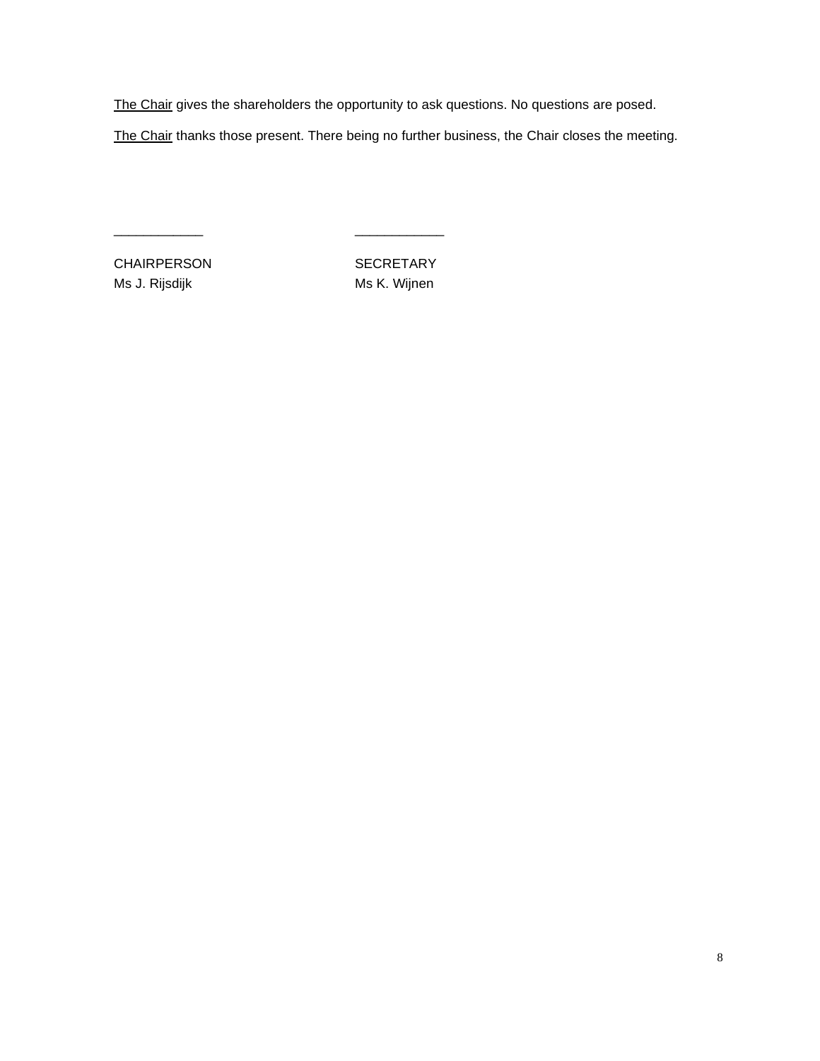<u>The Chair</u> gives the shareholders the opportunity to ask questions. No questions are posed.

<u>The Chair</u> thanks those present. There being no further business, the Chair closes the meeting.

| | |
|---|---|
| ____________ | ____________ |
| CHAIRPERSON | SECRETARY |
| Ms J. Rijsdijk | Ms K. Wijnen |